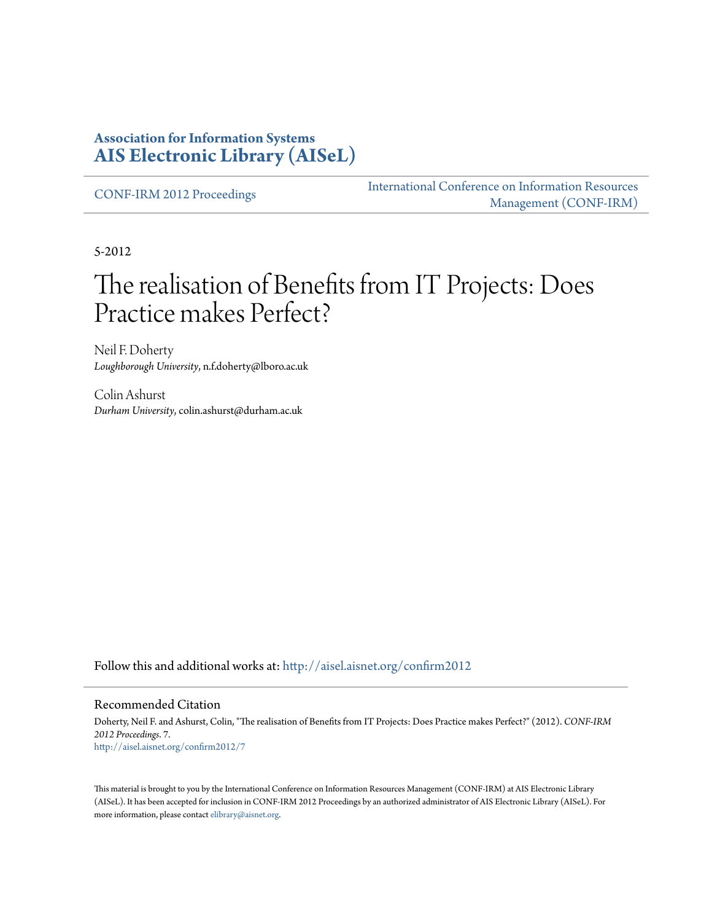**Association for Information Systems**
**AIS Electronic Library (AISeL)**

CONF-IRM 2012 Proceedings

International Conference on Information Resources Management (CONF-IRM)

5-2012

# The realisation of Benefits from IT Projects: Does Practice makes Perfect?

Neil F. Doherty
*Loughborough University*, n.f.doherty@lboro.ac.uk

Colin Ashurst
*Durham University*, colin.ashurst@durham.ac.uk

Follow this and additional works at: http://aisel.aisnet.org/confirm2012

## Recommended Citation

Doherty, Neil F. and Ashurst, Colin, "The realisation of Benefits from IT Projects: Does Practice makes Perfect?" (2012). *CONF-IRM 2012 Proceedings*. 7.
http://aisel.aisnet.org/confirm2012/7

This material is brought to you by the International Conference on Information Resources Management (CONF-IRM) at AIS Electronic Library (AISeL). It has been accepted for inclusion in CONF-IRM 2012 Proceedings by an authorized administrator of AIS Electronic Library (AISeL). For more information, please contact elibrary@aisnet.org.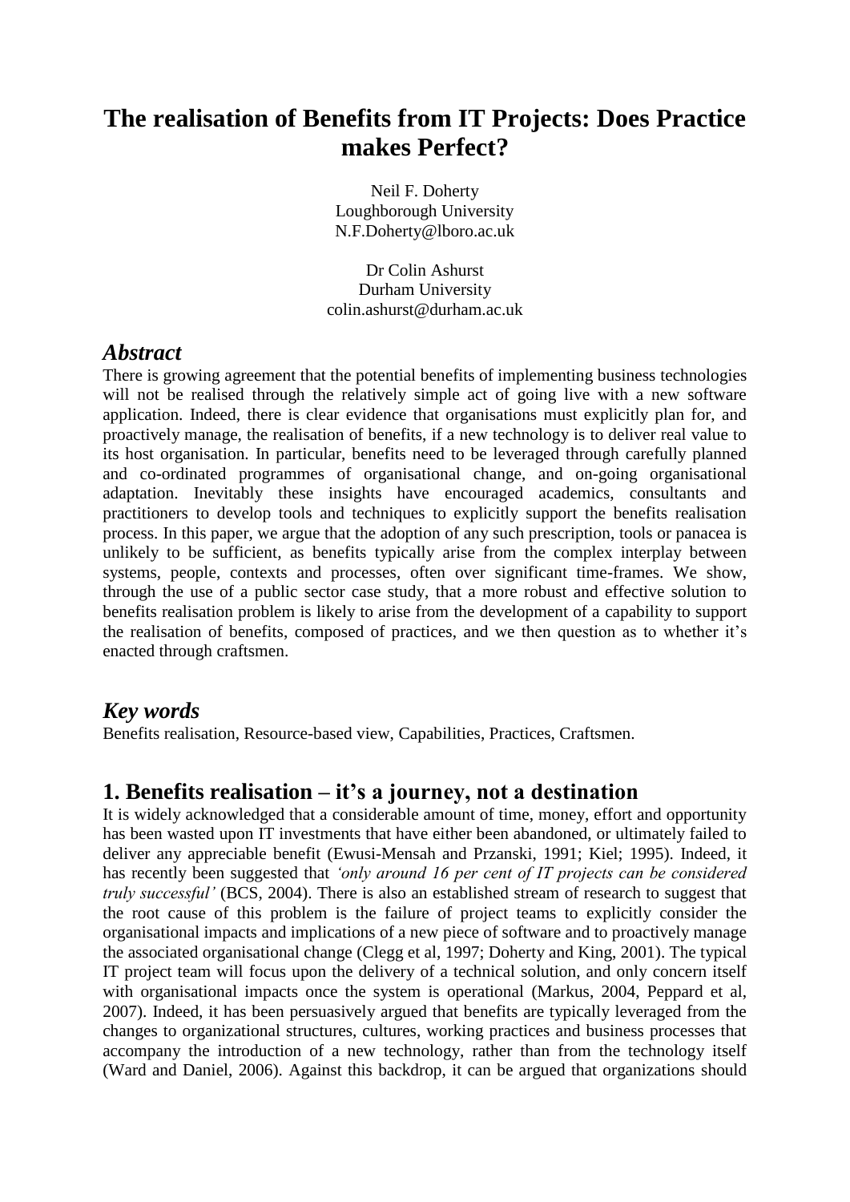# The realisation of Benefits from IT Projects: Does Practice makes Perfect?

Neil F. Doherty
Loughborough University
N.F.Doherty@lboro.ac.uk

Dr Colin Ashurst
Durham University
colin.ashurst@durham.ac.uk

## *Abstract*

There is growing agreement that the potential benefits of implementing business technologies will not be realised through the relatively simple act of going live with a new software application. Indeed, there is clear evidence that organisations must explicitly plan for, and proactively manage, the realisation of benefits, if a new technology is to deliver real value to its host organisation. In particular, benefits need to be leveraged through carefully planned and co-ordinated programmes of organisational change, and on-going organisational adaptation. Inevitably these insights have encouraged academics, consultants and practitioners to develop tools and techniques to explicitly support the benefits realisation process. In this paper, we argue that the adoption of any such prescription, tools or panacea is unlikely to be sufficient, as benefits typically arise from the complex interplay between systems, people, contexts and processes, often over significant time-frames. We show, through the use of a public sector case study, that a more robust and effective solution to benefits realisation problem is likely to arise from the development of a capability to support the realisation of benefits, composed of practices, and we then question as to whether it's enacted through craftsmen.

## *Key words*

Benefits realisation, Resource-based view, Capabilities, Practices, Craftsmen.

## 1. Benefits realisation – it's a journey, not a destination

It is widely acknowledged that a considerable amount of time, money, effort and opportunity has been wasted upon IT investments that have either been abandoned, or ultimately failed to deliver any appreciable benefit (Ewusi-Mensah and Przanski, 1991; Kiel; 1995). Indeed, it has recently been suggested that *'only around 16 per cent of IT projects can be considered truly successful'* (BCS, 2004). There is also an established stream of research to suggest that the root cause of this problem is the failure of project teams to explicitly consider the organisational impacts and implications of a new piece of software and to proactively manage the associated organisational change (Clegg et al, 1997; Doherty and King, 2001). The typical IT project team will focus upon the delivery of a technical solution, and only concern itself with organisational impacts once the system is operational (Markus, 2004, Peppard et al, 2007). Indeed, it has been persuasively argued that benefits are typically leveraged from the changes to organizational structures, cultures, working practices and business processes that accompany the introduction of a new technology, rather than from the technology itself (Ward and Daniel, 2006). Against this backdrop, it can be argued that organizations should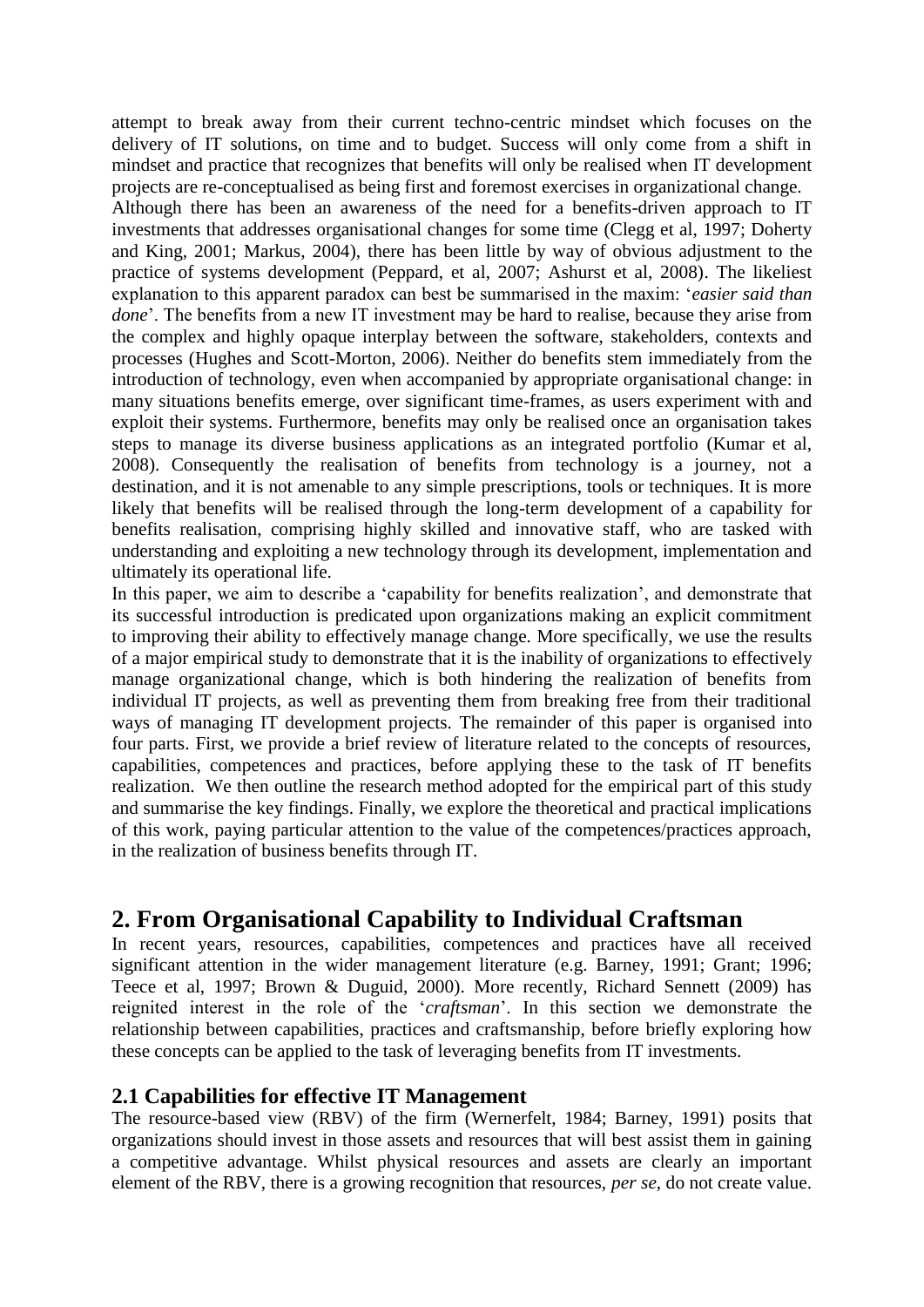attempt to break away from their current techno-centric mindset which focuses on the delivery of IT solutions, on time and to budget. Success will only come from a shift in mindset and practice that recognizes that benefits will only be realised when IT development projects are re-conceptualised as being first and foremost exercises in organizational change.

Although there has been an awareness of the need for a benefits-driven approach to IT investments that addresses organisational changes for some time (Clegg et al, 1997; Doherty and King, 2001; Markus, 2004), there has been little by way of obvious adjustment to the practice of systems development (Peppard, et al, 2007; Ashurst et al, 2008). The likeliest explanation to this apparent paradox can best be summarised in the maxim: '*easier said than done*'. The benefits from a new IT investment may be hard to realise, because they arise from the complex and highly opaque interplay between the software, stakeholders, contexts and processes (Hughes and Scott-Morton, 2006). Neither do benefits stem immediately from the introduction of technology, even when accompanied by appropriate organisational change: in many situations benefits emerge, over significant time-frames, as users experiment with and exploit their systems. Furthermore, benefits may only be realised once an organisation takes steps to manage its diverse business applications as an integrated portfolio (Kumar et al, 2008). Consequently the realisation of benefits from technology is a journey, not a destination, and it is not amenable to any simple prescriptions, tools or techniques. It is more likely that benefits will be realised through the long-term development of a capability for benefits realisation, comprising highly skilled and innovative staff, who are tasked with understanding and exploiting a new technology through its development, implementation and ultimately its operational life.

In this paper, we aim to describe a 'capability for benefits realization', and demonstrate that its successful introduction is predicated upon organizations making an explicit commitment to improving their ability to effectively manage change. More specifically, we use the results of a major empirical study to demonstrate that it is the inability of organizations to effectively manage organizational change, which is both hindering the realization of benefits from individual IT projects, as well as preventing them from breaking free from their traditional ways of managing IT development projects. The remainder of this paper is organised into four parts. First, we provide a brief review of literature related to the concepts of resources, capabilities, competences and practices, before applying these to the task of IT benefits realization. We then outline the research method adopted for the empirical part of this study and summarise the key findings. Finally, we explore the theoretical and practical implications of this work, paying particular attention to the value of the competences/practices approach, in the realization of business benefits through IT.

## 2. From Organisational Capability to Individual Craftsman

In recent years, resources, capabilities, competences and practices have all received significant attention in the wider management literature (e.g. Barney, 1991; Grant; 1996; Teece et al, 1997; Brown & Duguid, 2000). More recently, Richard Sennett (2009) has reignited interest in the role of the '*craftsman*'. In this section we demonstrate the relationship between capabilities, practices and craftsmanship, before briefly exploring how these concepts can be applied to the task of leveraging benefits from IT investments.

### 2.1 Capabilities for effective IT Management

The resource-based view (RBV) of the firm (Wernerfelt, 1984; Barney, 1991) posits that organizations should invest in those assets and resources that will best assist them in gaining a competitive advantage. Whilst physical resources and assets are clearly an important element of the RBV, there is a growing recognition that resources, *per se*, do not create value.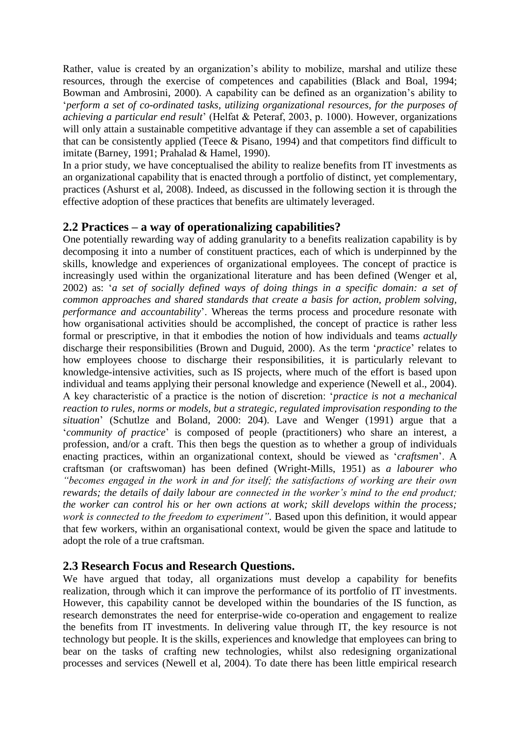Rather, value is created by an organization's ability to mobilize, marshal and utilize these resources, through the exercise of competences and capabilities (Black and Boal, 1994; Bowman and Ambrosini, 2000). A capability can be defined as an organization's ability to '*perform a set of co-ordinated tasks, utilizing organizational resources, for the purposes of achieving a particular end result*' (Helfat & Peteraf, 2003, p. 1000). However, organizations will only attain a sustainable competitive advantage if they can assemble a set of capabilities that can be consistently applied (Teece & Pisano, 1994) and that competitors find difficult to imitate (Barney, 1991; Prahalad & Hamel, 1990).

In a prior study, we have conceptualised the ability to realize benefits from IT investments as an organizational capability that is enacted through a portfolio of distinct, yet complementary, practices (Ashurst et al, 2008). Indeed, as discussed in the following section it is through the effective adoption of these practices that benefits are ultimately leveraged.

## 2.2 Practices – a way of operationalizing capabilities?

One potentially rewarding way of adding granularity to a benefits realization capability is by decomposing it into a number of constituent practices, each of which is underpinned by the skills, knowledge and experiences of organizational employees. The concept of practice is increasingly used within the organizational literature and has been defined (Wenger et al, 2002) as: '*a set of socially defined ways of doing things in a specific domain: a set of common approaches and shared standards that create a basis for action, problem solving, performance and accountability*'. Whereas the terms process and procedure resonate with how organisational activities should be accomplished, the concept of practice is rather less formal or prescriptive, in that it embodies the notion of how individuals and teams *actually* discharge their responsibilities (Brown and Duguid, 2000). As the term '*practice*' relates to how employees choose to discharge their responsibilities, it is particularly relevant to knowledge-intensive activities, such as IS projects, where much of the effort is based upon individual and teams applying their personal knowledge and experience (Newell et al., 2004). A key characteristic of a practice is the notion of discretion: '*practice is not a mechanical reaction to rules, norms or models, but a strategic, regulated improvisation responding to the situation*' (Schutlze and Boland, 2000: 204). Lave and Wenger (1991) argue that a '*community of practice*' is composed of people (practitioners) who share an interest, a profession, and/or a craft. This then begs the question as to whether a group of individuals enacting practices, within an organizational context, should be viewed as '*craftsmen*'. A craftsman (or craftswoman) has been defined (Wright-Mills, 1951) as *a labourer who "becomes engaged in the work in and for itself; the satisfactions of working are their own rewards; the details of daily labour are connected in the worker's mind to the end product; the worker can control his or her own actions at work; skill develops within the process; work is connected to the freedom to experiment"*. Based upon this definition, it would appear that few workers, within an organisational context, would be given the space and latitude to adopt the role of a true craftsman.

## 2.3 Research Focus and Research Questions.

We have argued that today, all organizations must develop a capability for benefits realization, through which it can improve the performance of its portfolio of IT investments. However, this capability cannot be developed within the boundaries of the IS function, as research demonstrates the need for enterprise-wide co-operation and engagement to realize the benefits from IT investments. In delivering value through IT, the key resource is not technology but people. It is the skills, experiences and knowledge that employees can bring to bear on the tasks of crafting new technologies, whilst also redesigning organizational processes and services (Newell et al, 2004). To date there has been little empirical research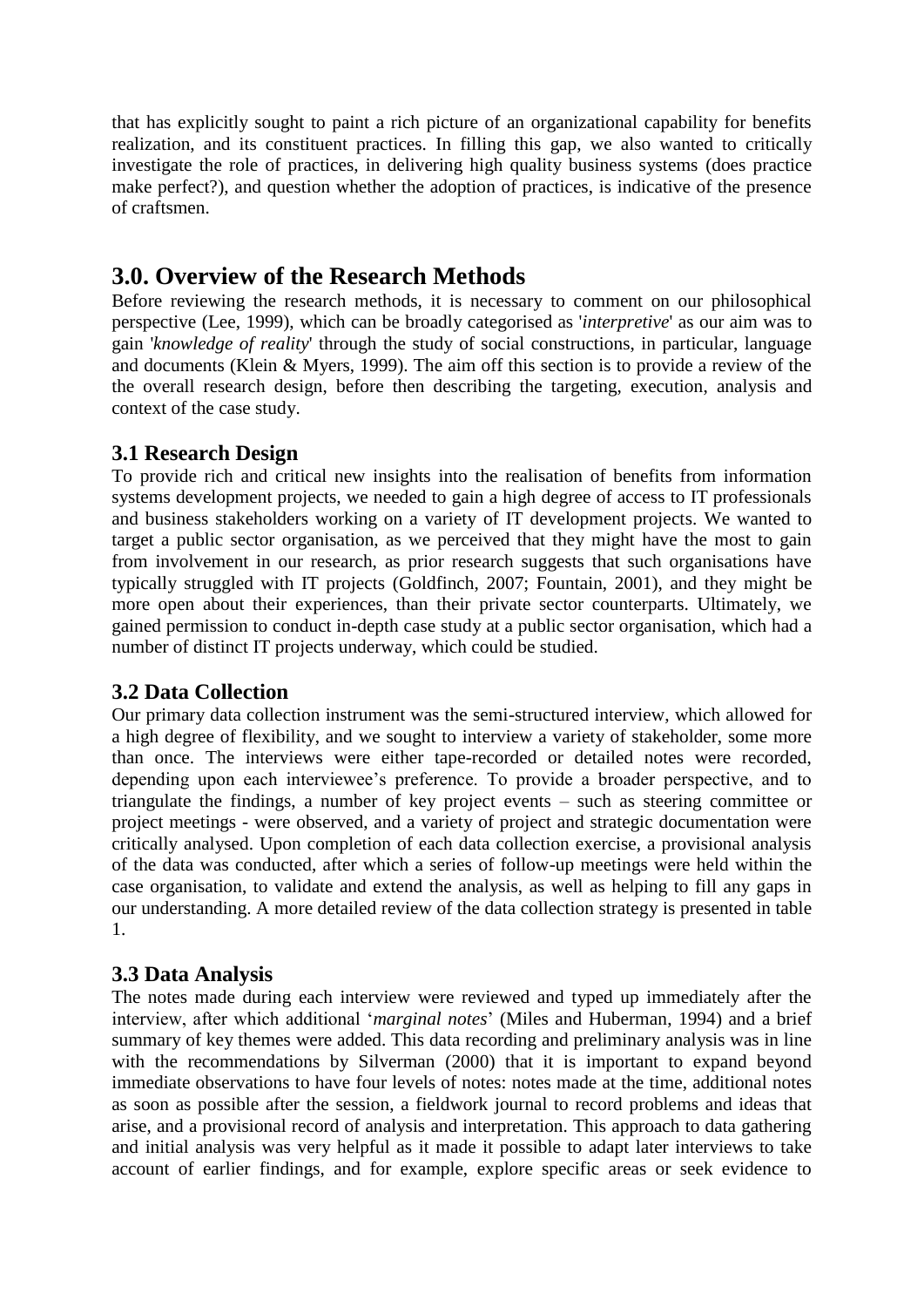that has explicitly sought to paint a rich picture of an organizational capability for benefits realization, and its constituent practices. In filling this gap, we also wanted to critically investigate the role of practices, in delivering high quality business systems (does practice make perfect?), and question whether the adoption of practices, is indicative of the presence of craftsmen.

# 3.0. Overview of the Research Methods

Before reviewing the research methods, it is necessary to comment on our philosophical perspective (Lee, 1999), which can be broadly categorised as '*interpretive*' as our aim was to gain '*knowledge of reality*' through the study of social constructions, in particular, language and documents (Klein & Myers, 1999). The aim off this section is to provide a review of the the overall research design, before then describing the targeting, execution, analysis and context of the case study.

## 3.1 Research Design

To provide rich and critical new insights into the realisation of benefits from information systems development projects, we needed to gain a high degree of access to IT professionals and business stakeholders working on a variety of IT development projects. We wanted to target a public sector organisation, as we perceived that they might have the most to gain from involvement in our research, as prior research suggests that such organisations have typically struggled with IT projects (Goldfinch, 2007; Fountain, 2001), and they might be more open about their experiences, than their private sector counterparts. Ultimately, we gained permission to conduct in-depth case study at a public sector organisation, which had a number of distinct IT projects underway, which could be studied.

## 3.2 Data Collection

Our primary data collection instrument was the semi-structured interview, which allowed for a high degree of flexibility, and we sought to interview a variety of stakeholder, some more than once. The interviews were either tape-recorded or detailed notes were recorded, depending upon each interviewee's preference. To provide a broader perspective, and to triangulate the findings, a number of key project events – such as steering committee or project meetings - were observed, and a variety of project and strategic documentation were critically analysed. Upon completion of each data collection exercise, a provisional analysis of the data was conducted, after which a series of follow-up meetings were held within the case organisation, to validate and extend the analysis, as well as helping to fill any gaps in our understanding. A more detailed review of the data collection strategy is presented in table 1.

## 3.3 Data Analysis

The notes made during each interview were reviewed and typed up immediately after the interview, after which additional '*marginal notes*' (Miles and Huberman, 1994) and a brief summary of key themes were added. This data recording and preliminary analysis was in line with the recommendations by Silverman (2000) that it is important to expand beyond immediate observations to have four levels of notes: notes made at the time, additional notes as soon as possible after the session, a fieldwork journal to record problems and ideas that arise, and a provisional record of analysis and interpretation. This approach to data gathering and initial analysis was very helpful as it made it possible to adapt later interviews to take account of earlier findings, and for example, explore specific areas or seek evidence to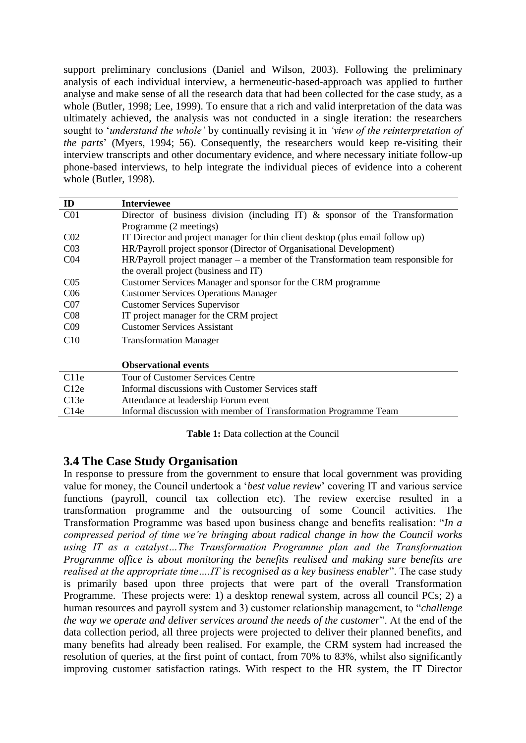support preliminary conclusions (Daniel and Wilson, 2003). Following the preliminary analysis of each individual interview, a hermeneutic-based-approach was applied to further analyse and make sense of all the research data that had been collected for the case study, as a whole (Butler, 1998; Lee, 1999). To ensure that a rich and valid interpretation of the data was ultimately achieved, the analysis was not conducted in a single iteration: the researchers sought to '*understand the whole'* by continually revising it in *'view of the reinterpretation of the parts*' (Myers, 1994; 56). Consequently, the researchers would keep re-visiting their interview transcripts and other documentary evidence, and where necessary initiate follow-up phone-based interviews, to help integrate the individual pieces of evidence into a coherent whole (Butler, 1998).

| ID | Interviewee |
|---|---|
| C01 | Director of business division (including IT) & sponsor of the Transformation Programme (2 meetings) |
| C02 | IT Director and project manager for thin client desktop (plus email follow up) |
| C03 | HR/Payroll project sponsor (Director of Organisational Development) |
| C04 | HR/Payroll project manager – a member of the Transformation team responsible for the overall project (business and IT) |
| C05 | Customer Services Manager and sponsor for the CRM programme |
| C06 | Customer Services Operations Manager |
| C07 | Customer Services Supervisor |
| C08 | IT project manager for the CRM project |
| C09 | Customer Services Assistant |
| C10 | Transformation Manager |
| | **Observational events** |
| C11e | Tour of Customer Services Centre |
| C12e | Informal discussions with Customer Services staff |
| C13e | Attendance at leadership Forum event |
| C14e | Informal discussion with member of Transformation Programme Team |

**Table 1:** Data collection at the Council

## 3.4 The Case Study Organisation

In response to pressure from the government to ensure that local government was providing value for money, the Council undertook a '*best value review*' covering IT and various service functions (payroll, council tax collection etc). The review exercise resulted in a transformation programme and the outsourcing of some Council activities. The Transformation Programme was based upon business change and benefits realisation: "*In a compressed period of time we're bringing about radical change in how the Council works using IT as a catalyst…The Transformation Programme plan and the Transformation Programme office is about monitoring the benefits realised and making sure benefits are realised at the appropriate time….IT is recognised as a key business enabler*". The case study is primarily based upon three projects that were part of the overall Transformation Programme. These projects were: 1) a desktop renewal system, across all council PCs; 2) a human resources and payroll system and 3) customer relationship management, to "*challenge the way we operate and deliver services around the needs of the customer*". At the end of the data collection period, all three projects were projected to deliver their planned benefits, and many benefits had already been realised. For example, the CRM system had increased the resolution of queries, at the first point of contact, from 70% to 83%, whilst also significantly improving customer satisfaction ratings. With respect to the HR system, the IT Director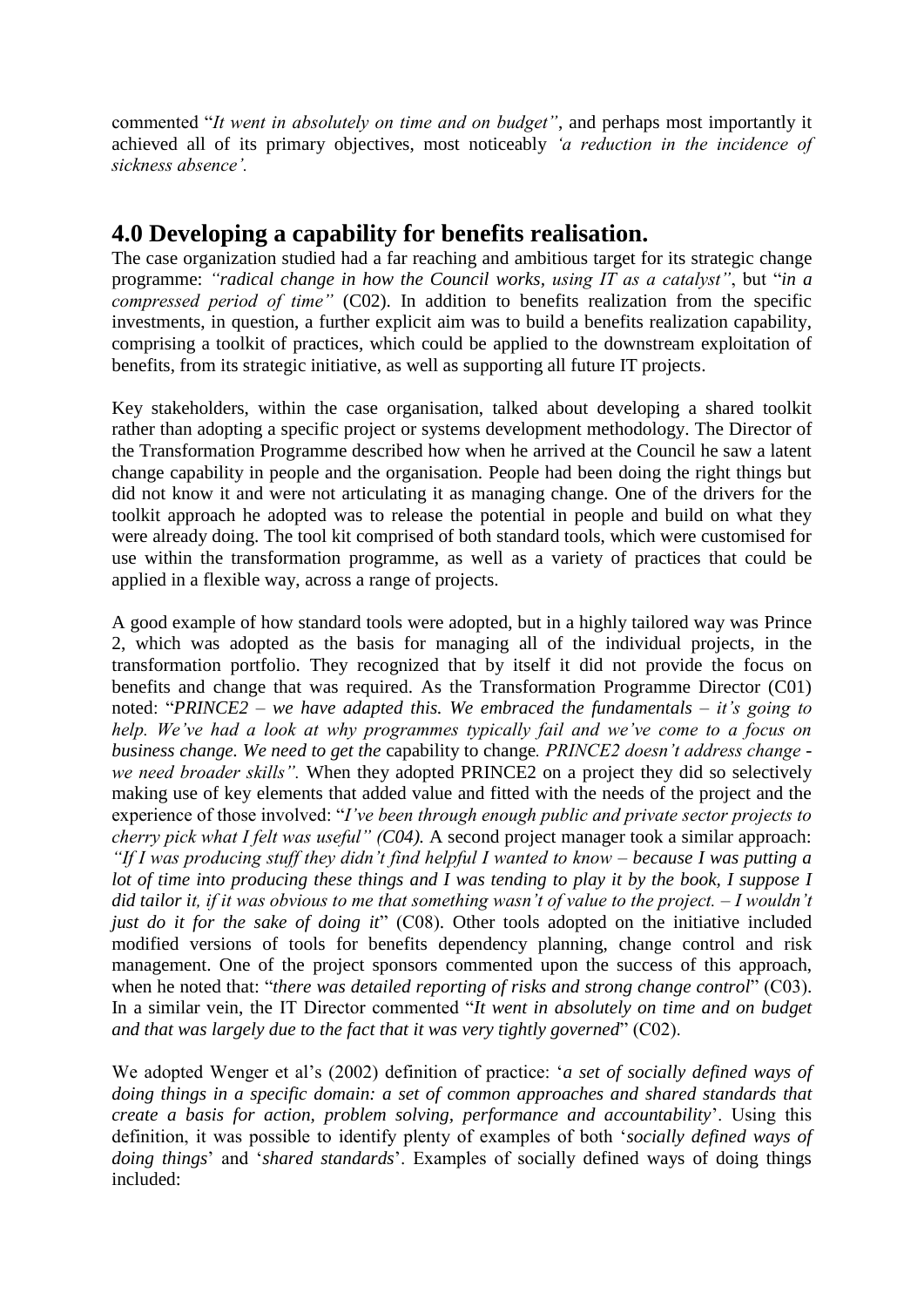commented "*It went in absolutely on time and on budget"*, and perhaps most importantly it achieved all of its primary objectives, most noticeably *'a reduction in the incidence of sickness absence'.*

## 4.0 Developing a capability for benefits realisation.

The case organization studied had a far reaching and ambitious target for its strategic change programme: *"radical change in how the Council works, using IT as a catalyst"*, but "*in a compressed period of time"* (C02). In addition to benefits realization from the specific investments, in question, a further explicit aim was to build a benefits realization capability, comprising a toolkit of practices, which could be applied to the downstream exploitation of benefits, from its strategic initiative, as well as supporting all future IT projects.

Key stakeholders, within the case organisation, talked about developing a shared toolkit rather than adopting a specific project or systems development methodology. The Director of the Transformation Programme described how when he arrived at the Council he saw a latent change capability in people and the organisation. People had been doing the right things but did not know it and were not articulating it as managing change. One of the drivers for the toolkit approach he adopted was to release the potential in people and build on what they were already doing. The tool kit comprised of both standard tools, which were customised for use within the transformation programme, as well as a variety of practices that could be applied in a flexible way, across a range of projects.

A good example of how standard tools were adopted, but in a highly tailored way was Prince 2, which was adopted as the basis for managing all of the individual projects, in the transformation portfolio. They recognized that by itself it did not provide the focus on benefits and change that was required. As the Transformation Programme Director (C01) noted: "*PRINCE2 – we have adapted this. We embraced the fundamentals – it's going to help. We've had a look at why programmes typically fail and we've come to a focus on business change. We need to get the* capability to change*. PRINCE2 doesn't address change - we need broader skills".* When they adopted PRINCE2 on a project they did so selectively making use of key elements that added value and fitted with the needs of the project and the experience of those involved: "*I've been through enough public and private sector projects to cherry pick what I felt was useful" (C04).* A second project manager took a similar approach: *"If I was producing stuff they didn't find helpful I wanted to know – because I was putting a lot of time into producing these things and I was tending to play it by the book, I suppose I did tailor it, if it was obvious to me that something wasn't of value to the project. – I wouldn't just do it for the sake of doing it*" (C08). Other tools adopted on the initiative included modified versions of tools for benefits dependency planning, change control and risk management. One of the project sponsors commented upon the success of this approach, when he noted that: "*there was detailed reporting of risks and strong change control*" (C03). In a similar vein, the IT Director commented "*It went in absolutely on time and on budget and that was largely due to the fact that it was very tightly governed*" (C02).

We adopted Wenger et al's (2002) definition of practice: '*a set of socially defined ways of doing things in a specific domain: a set of common approaches and shared standards that create a basis for action, problem solving, performance and accountability*'. Using this definition, it was possible to identify plenty of examples of both '*socially defined ways of doing things*' and '*shared standards*'. Examples of socially defined ways of doing things included: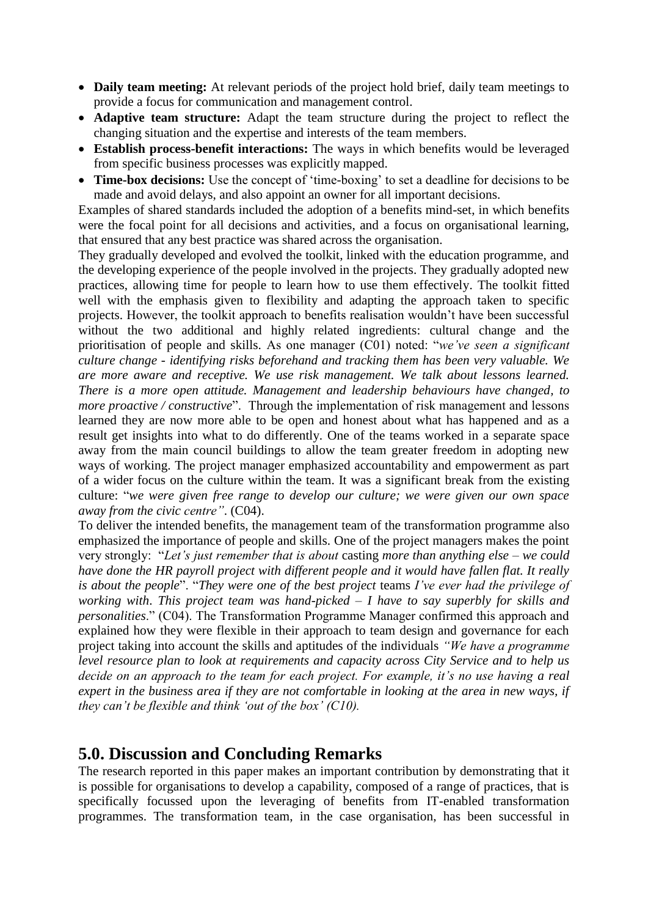- **Daily team meeting:** At relevant periods of the project hold brief, daily team meetings to provide a focus for communication and management control.
- **Adaptive team structure:** Adapt the team structure during the project to reflect the changing situation and the expertise and interests of the team members.
- **Establish process-benefit interactions:** The ways in which benefits would be leveraged from specific business processes was explicitly mapped.
- **Time-box decisions:** Use the concept of 'time-boxing' to set a deadline for decisions to be made and avoid delays, and also appoint an owner for all important decisions.

Examples of shared standards included the adoption of a benefits mind-set, in which benefits were the focal point for all decisions and activities, and a focus on organisational learning, that ensured that any best practice was shared across the organisation.

They gradually developed and evolved the toolkit, linked with the education programme, and the developing experience of the people involved in the projects. They gradually adopted new practices, allowing time for people to learn how to use them effectively. The toolkit fitted well with the emphasis given to flexibility and adapting the approach taken to specific projects. However, the toolkit approach to benefits realisation wouldn't have been successful without the two additional and highly related ingredients: cultural change and the prioritisation of people and skills. As one manager (C01) noted: "*we've seen a significant culture change - identifying risks beforehand and tracking them has been very valuable. We are more aware and receptive. We use risk management. We talk about lessons learned. There is a more open attitude. Management and leadership behaviours have changed, to more proactive / constructive*". Through the implementation of risk management and lessons learned they are now more able to be open and honest about what has happened and as a result get insights into what to do differently. One of the teams worked in a separate space away from the main council buildings to allow the team greater freedom in adopting new ways of working. The project manager emphasized accountability and empowerment as part of a wider focus on the culture within the team. It was a significant break from the existing culture: "*we were given free range to develop our culture; we were given our own space away from the civic centre"*. (C04).

To deliver the intended benefits, the management team of the transformation programme also emphasized the importance of people and skills. One of the project managers makes the point very strongly: "*Let's just remember that is about* casting *more than anything else – we could have done the HR payroll project with different people and it would have fallen flat. It really is about the people*". "*They were one of the best project* teams *I've ever had the privilege of working with*. *This project team was hand-picked – I have to say superbly for skills and personalities*." (C04). The Transformation Programme Manager confirmed this approach and explained how they were flexible in their approach to team design and governance for each project taking into account the skills and aptitudes of the individuals *"We have a programme level resource plan to look at requirements and capacity across City Service and to help us decide on an approach to the team for each project. For example, it's no use having a real expert in the business area if they are not comfortable in looking at the area in new ways, if they can't be flexible and think 'out of the box' (C10).*

## 5.0. Discussion and Concluding Remarks

The research reported in this paper makes an important contribution by demonstrating that it is possible for organisations to develop a capability, composed of a range of practices, that is specifically focussed upon the leveraging of benefits from IT-enabled transformation programmes. The transformation team, in the case organisation, has been successful in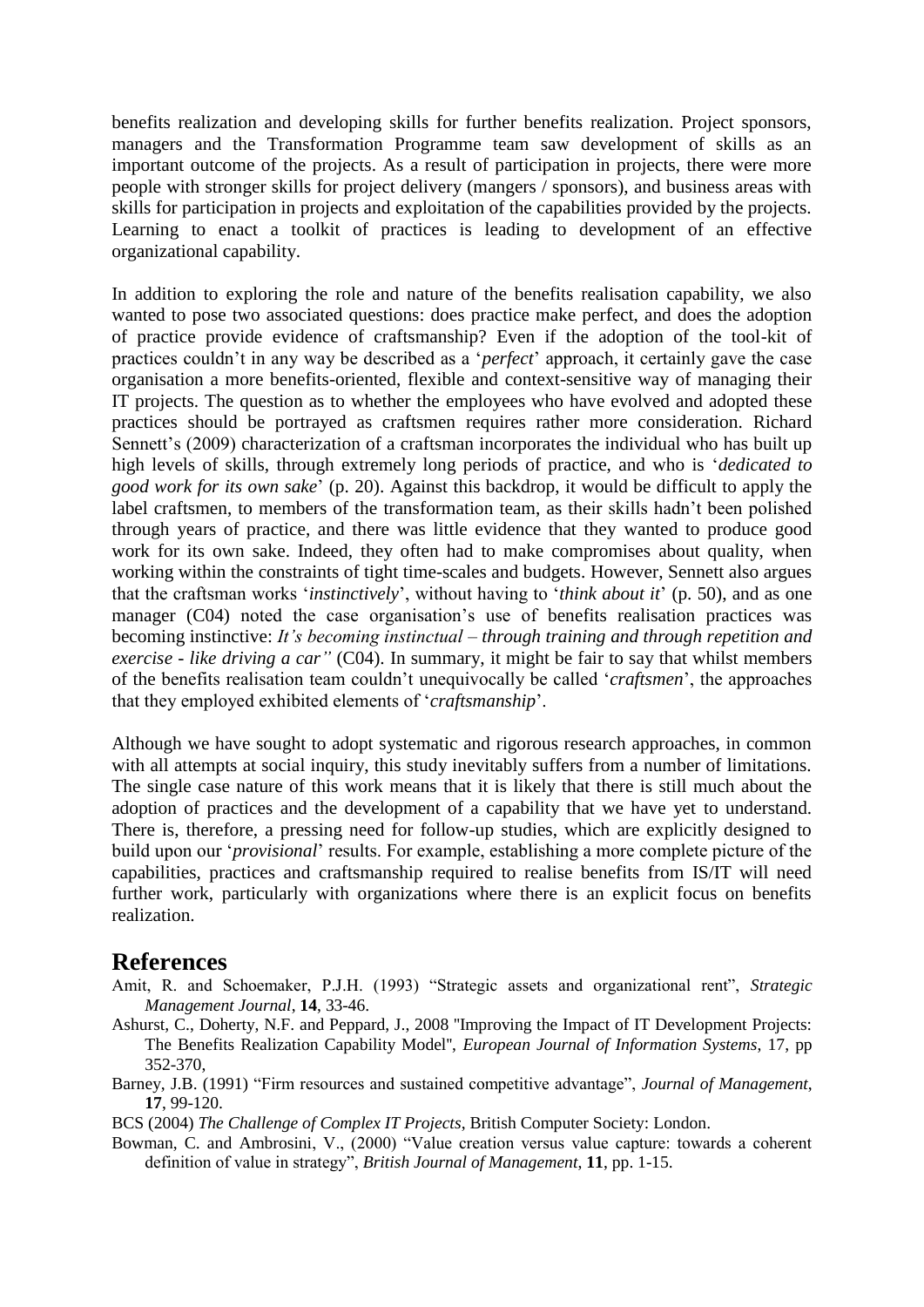benefits realization and developing skills for further benefits realization. Project sponsors, managers and the Transformation Programme team saw development of skills as an important outcome of the projects. As a result of participation in projects, there were more people with stronger skills for project delivery (mangers / sponsors), and business areas with skills for participation in projects and exploitation of the capabilities provided by the projects. Learning to enact a toolkit of practices is leading to development of an effective organizational capability.

In addition to exploring the role and nature of the benefits realisation capability, we also wanted to pose two associated questions: does practice make perfect, and does the adoption of practice provide evidence of craftsmanship? Even if the adoption of the tool-kit of practices couldn't in any way be described as a '*perfect*' approach, it certainly gave the case organisation a more benefits-oriented, flexible and context-sensitive way of managing their IT projects. The question as to whether the employees who have evolved and adopted these practices should be portrayed as craftsmen requires rather more consideration. Richard Sennett's (2009) characterization of a craftsman incorporates the individual who has built up high levels of skills, through extremely long periods of practice, and who is '*dedicated to good work for its own sake*' (p. 20). Against this backdrop, it would be difficult to apply the label craftsmen, to members of the transformation team, as their skills hadn't been polished through years of practice, and there was little evidence that they wanted to produce good work for its own sake. Indeed, they often had to make compromises about quality, when working within the constraints of tight time-scales and budgets. However, Sennett also argues that the craftsman works '*instinctively*', without having to '*think about it*' (p. 50), and as one manager (C04) noted the case organisation's use of benefits realisation practices was becoming instinctive: *It's becoming instinctual – through training and through repetition and exercise - like driving a car"* (C04). In summary, it might be fair to say that whilst members of the benefits realisation team couldn't unequivocally be called '*craftsmen*', the approaches that they employed exhibited elements of '*craftsmanship*'.

Although we have sought to adopt systematic and rigorous research approaches, in common with all attempts at social inquiry, this study inevitably suffers from a number of limitations. The single case nature of this work means that it is likely that there is still much about the adoption of practices and the development of a capability that we have yet to understand. There is, therefore, a pressing need for follow-up studies, which are explicitly designed to build upon our '*provisional*' results. For example, establishing a more complete picture of the capabilities, practices and craftsmanship required to realise benefits from IS/IT will need further work, particularly with organizations where there is an explicit focus on benefits realization.

# References

Amit, R. and Schoemaker, P.J.H. (1993) "Strategic assets and organizational rent", *Strategic Management Journal*, **14**, 33-46.

Ashurst, C., Doherty, N.F. and Peppard, J., 2008 "Improving the Impact of IT Development Projects: The Benefits Realization Capability Model", *European Journal of Information Systems*, 17, pp 352-370,

Barney, J.B. (1991) "Firm resources and sustained competitive advantage", *Journal of Management*, **17**, 99-120.

BCS (2004) *The Challenge of Complex IT Projects*, British Computer Society: London.

Bowman, C. and Ambrosini, V., (2000) "Value creation versus value capture: towards a coherent definition of value in strategy", *British Journal of Management*, **11**, pp. 1-15.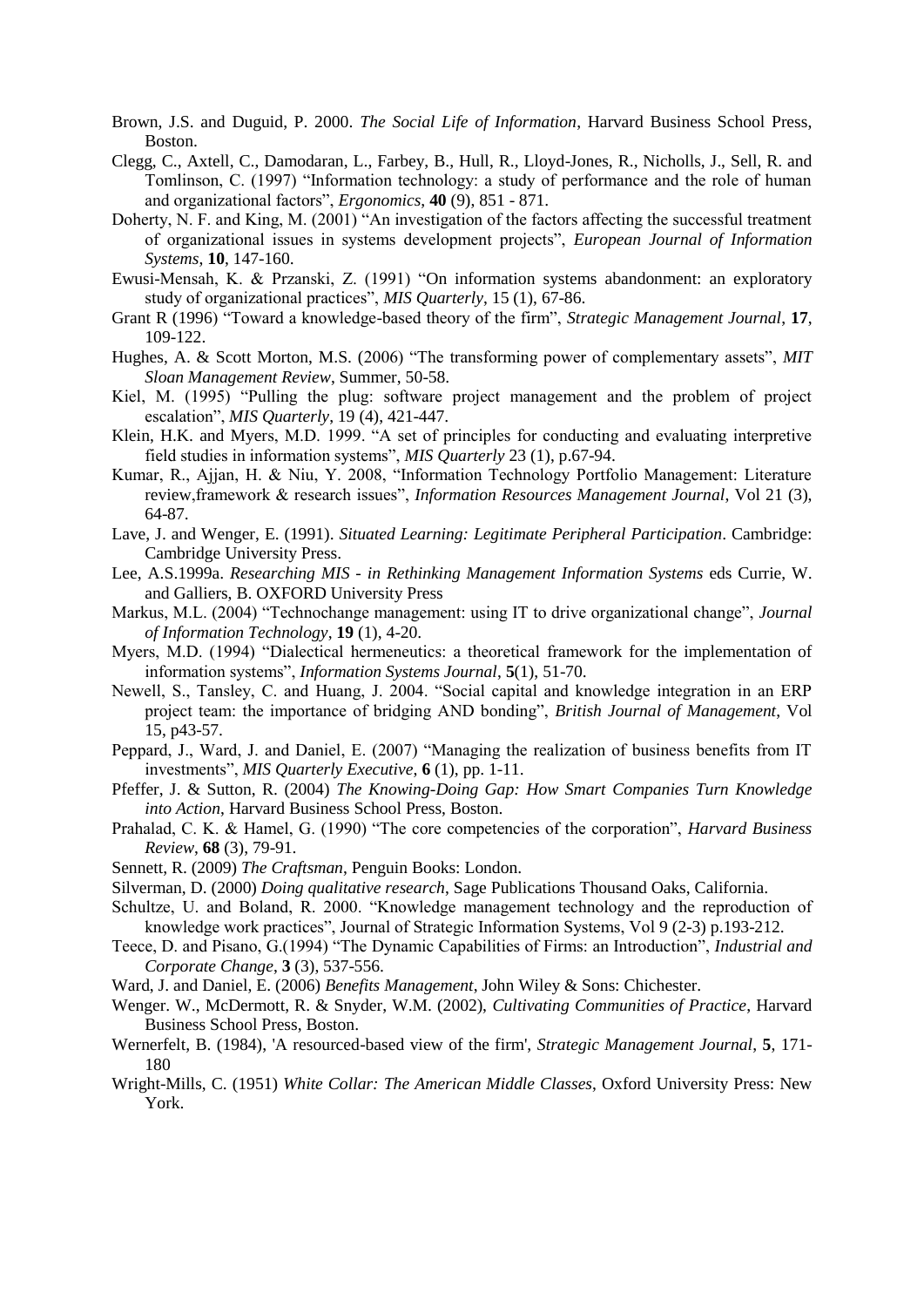Brown, J.S. and Duguid, P. 2000. *The Social Life of Information*, Harvard Business School Press, Boston.

Clegg, C., Axtell, C., Damodaran, L., Farbey, B., Hull, R., Lloyd-Jones, R., Nicholls, J., Sell, R. and Tomlinson, C. (1997) "Information technology: a study of performance and the role of human and organizational factors", *Ergonomics*, **40** (9), 851 - 871.

Doherty, N. F. and King, M. (2001) "An investigation of the factors affecting the successful treatment of organizational issues in systems development projects", *European Journal of Information Systems*, **10**, 147-160.

Ewusi-Mensah, K. & Przanski, Z. (1991) "On information systems abandonment: an exploratory study of organizational practices", *MIS Quarterly*, 15 (1), 67-86.

Grant R (1996) "Toward a knowledge-based theory of the firm", *Strategic Management Journal*, **17**, 109-122.

Hughes, A. & Scott Morton, M.S. (2006) "The transforming power of complementary assets", *MIT Sloan Management Review*, Summer, 50-58.

Kiel, M. (1995) "Pulling the plug: software project management and the problem of project escalation", *MIS Quarterly*, 19 (4), 421-447.

Klein, H.K. and Myers, M.D. 1999. "A set of principles for conducting and evaluating interpretive field studies in information systems", *MIS Quarterly* 23 (1), p.67-94.

Kumar, R., Ajjan, H. & Niu, Y. 2008, "Information Technology Portfolio Management: Literature review,framework & research issues", *Information Resources Management Journal*, Vol 21 (3), 64-87.

Lave, J. and Wenger, E. (1991). *Situated Learning: Legitimate Peripheral Participation*. Cambridge: Cambridge University Press.

Lee, A.S.1999a. *Researching MIS - in Rethinking Management Information Systems* eds Currie, W. and Galliers, B. OXFORD University Press

Markus, M.L. (2004) "Technochange management: using IT to drive organizational change", *Journal of Information Technology*, **19** (1), 4-20.

Myers, M.D. (1994) "Dialectical hermeneutics: a theoretical framework for the implementation of information systems", *Information Systems Journal*, **5**(1), 51-70.

Newell, S., Tansley, C. and Huang, J. 2004. "Social capital and knowledge integration in an ERP project team: the importance of bridging AND bonding", *British Journal of Management*, Vol 15, p43-57.

Peppard, J., Ward, J. and Daniel, E. (2007) "Managing the realization of business benefits from IT investments", *MIS Quarterly Executive*, **6** (1), pp. 1-11.

Pfeffer, J. & Sutton, R. (2004) *The Knowing-Doing Gap: How Smart Companies Turn Knowledge into Action*, Harvard Business School Press, Boston.

Prahalad, C. K. & Hamel, G. (1990) "The core competencies of the corporation", *Harvard Business Review*, **68** (3), 79-91.

Sennett, R. (2009) *The Craftsman*, Penguin Books: London.

Silverman, D. (2000) *Doing qualitative research*, Sage Publications Thousand Oaks, California.

Schultze, U. and Boland, R. 2000. "Knowledge management technology and the reproduction of knowledge work practices", Journal of Strategic Information Systems, Vol 9 (2-3) p.193-212.

Teece, D. and Pisano, G.(1994) "The Dynamic Capabilities of Firms: an Introduction", *Industrial and Corporate Change*, **3** (3), 537-556.

Ward, J. and Daniel, E. (2006) *Benefits Management*, John Wiley & Sons: Chichester.

Wenger. W., McDermott, R. & Snyder, W.M. (2002), *Cultivating Communities of Practice*, Harvard Business School Press, Boston.

Wernerfelt, B. (1984), 'A resourced-based view of the firm', *Strategic Management Journal*, **5**, 171-180

Wright-Mills, C. (1951) *White Collar: The American Middle Classes*, Oxford University Press: New York.